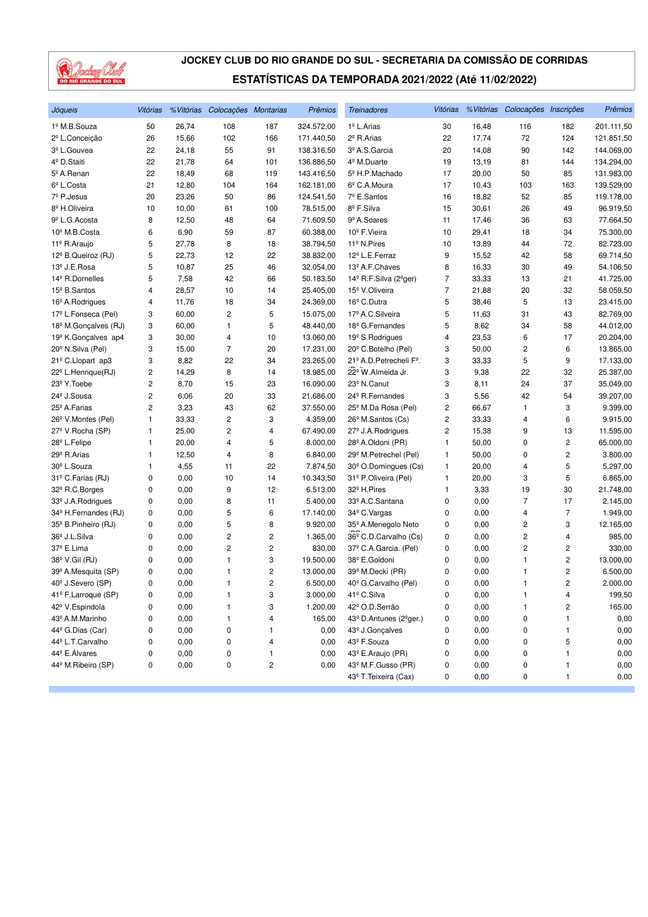# JOCKEY CLUB DO RIO GRANDE DO SUL - SECRETARIA DA COMISSÃO DE CORRIDAS

## ESTATÍSTICAS DA TEMPORADA 2021/2022 (Até 11/02/2022)

| *Jóqueis* | *Vitórias* | *%Vitórias* | *Colocações* | *Montarias* | *Prêmios* |
|---|---|---|---|---|---|
| 1º M.B.Souza | 50 | 26,74 | 108 | 187 | 324.572,00 |
| 2º L.Conceição | 26 | 15,66 | 102 | 166 | 171.440,50 |
| 3º L.Gouvea | 22 | 24,18 | 55 | 91 | 138.316,50 |
| 4º D.Staiti | 22 | 21,78 | 64 | 101 | 136.886,50 |
| 5º A.Renan | 22 | 18,49 | 68 | 119 | 143.416,50 |
| 6º L.Costa | 21 | 12,80 | 104 | 164 | 162.181,00 |
| 7º P.Jesus | 20 | 23,26 | 50 | 86 | 124.541,50 |
| 8º H.Oliveira | 10 | 10,00 | 61 | 100 | 78.515,00 |
| 9º L.G.Acosta | 8 | 12,50 | 48 | 64 | 71.609,50 |
| 10º M.B.Costa | 6 | 6,90 | 59 | 87 | 60.388,00 |
| 11º R.Araujo | 5 | 27,78 | 8 | 18 | 38.794,50 |
| 12º B.Queiroz (RJ) | 5 | 22,73 | 12 | 22 | 38.832,00 |
| 13º J.E.Rosa | 5 | 10,87 | 25 | 46 | 32.054,00 |
| 14º R.Dornelles | 5 | 7,58 | 42 | 66 | 50.183,50 |
| 15º B.Santos | 4 | 28,57 | 10 | 14 | 25.405,00 |
| 16º A.Rodrigues | 4 | 11,76 | 18 | 34 | 24.369,00 |
| 17º L.Fonseca (Pel) | 3 | 60,00 | 2 | 5 | 15.075,00 |
| 18º M.Gonçalves (RJ) | 3 | 60,00 | 1 | 5 | 48.440,00 |
| 19º K.Gonçalves ap4 | 3 | 30,00 | 4 | 10 | 13.060,00 |
| 20º N.Silva (Pel) | 3 | 15,00 | 7 | 20 | 17.231,00 |
| 21º C.Llopart ap3 | 3 | 8,82 | 22 | 34 | 23.265,00 |
| 22º L.Henrique(RJ) | 2 | 14,29 | 8 | 14 | 18.985,00 |
| 23º Y.Toebe | 2 | 8,70 | 15 | 23 | 16.090,00 |
| 24º J.Sousa | 2 | 6,06 | 20 | 33 | 21.686,00 |
| 25º A.Farias | 2 | 3,23 | 43 | 62 | 37.550,00 |
| 26º V.Montes (Pel) | 1 | 33,33 | 2 | 3 | 4.359,00 |
| 27º V.Rocha (SP) | 1 | 25,00 | 2 | 4 | 67.490,00 |
| 28º L.Felipe | 1 | 20,00 | 4 | 5 | 8.000,00 |
| 29º R.Arias | 1 | 12,50 | 4 | 8 | 6.840,00 |
| 30º L.Souza | 1 | 4,55 | 11 | 22 | 7.874,50 |
| 31º C.Farias (RJ) | 0 | 0,00 | 10 | 14 | 10.343,50 |
| 32º R.C.Borges | 0 | 0,00 | 9 | 12 | 6.513,00 |
| 33º J.A.Rodrigues | 0 | 0,00 | 8 | 11 | 5.400,00 |
| 34º H.Fernandes (RJ) | 0 | 0,00 | 5 | 6 | 17.140,00 |
| 35º B.Pinheiro (RJ) | 0 | 0,00 | 5 | 8 | 9.920,00 |
| 36º J.L.Silva | 0 | 0,00 | 2 | 2 | 1.365,00 |
| 37º E.Lima | 0 | 0,00 | 2 | 2 | 830,00 |
| 38º V.Gil (RJ) | 0 | 0,00 | 1 | 3 | 19.500,00 |
| 39º A.Mesquita (SP) | 0 | 0,00 | 1 | 2 | 13.000,00 |
| 40º J.Severo (SP) | 0 | 0,00 | 1 | 2 | 6.500,00 |
| 41º F.Larroque (SP) | 0 | 0,00 | 1 | 3 | 3.000,00 |
| 42º V.Espindola | 0 | 0,00 | 1 | 3 | 1.200,00 |
| 43º A.M.Marinho | 0 | 0,00 | 1 | 4 | 165,00 |
| 44º G.Dias (Car) | 0 | 0,00 | 0 | 1 | 0,00 |
| 44º L.T.Carvalho | 0 | 0,00 | 0 | 4 | 0,00 |
| 44º E.Álvares | 0 | 0,00 | 0 | 1 | 0,00 |
| 44º M.Ribeiro (SP) | 0 | 0,00 | 0 | 2 | 0,00 |

| *Treinadores* | *Vitórias* | *%Vitórias* | *Colocações* | *Inscrições* | *Prêmios* |
|---|---|---|---|---|---|
| 1º L.Arias | 30 | 16,48 | 116 | 182 | 201.111,50 |
| 2º R.Arias | 22 | 17,74 | 72 | 124 | 121.851,50 |
| 3º A.S.Garcia | 20 | 14,08 | 90 | 142 | 144.069,00 |
| 4º M.Duarte | 19 | 13,19 | 81 | 144 | 134.294,00 |
| 5º H.P.Machado | 17 | 20,00 | 50 | 85 | 131.983,00 |
| 6º C.A.Moura | 17 | 10,43 | 103 | 163 | 139.529,00 |
| 7º E.Santos | 16 | 18,82 | 52 | 85 | 119.178,00 |
| 8º F.Silva | 15 | 30,61 | 26 | 49 | 96.919,50 |
| 9º A.Soares | 11 | 17,46 | 36 | 63 | 77.664,50 |
| 10º F.Vieira | 10 | 29,41 | 18 | 34 | 75.300,00 |
| 11º N.Pires | 10 | 13,89 | 44 | 72 | 82.723,00 |
| 12º L.E.Ferraz | 9 | 15,52 | 42 | 58 | 69.714,50 |
| 13º A.F.Chaves | 8 | 16,33 | 30 | 49 | 54.106,50 |
| 14º R.F.Silva (2ºger) | 7 | 33,33 | 13 | 21 | 41.725,00 |
| 15º V.Oliveira | 7 | 21,88 | 20 | 32 | 58.059,50 |
| 16º C.Dutra | 5 | 38,46 | 5 | 13 | 23.415,00 |
| 17º A.C.Silveira | 5 | 11,63 | 31 | 43 | 82.769,00 |
| 18º G.Fernandes | 5 | 8,62 | 34 | 58 | 44.012,00 |
| 19º S.Rodrigues | 4 | 23,53 | 6 | 17 | 20.204,00 |
| 20º C.Botelho (Pel) | 3 | 50,00 | 2 | 6 | 13.865,00 |
| 21º A.D.Petrecheli Fº. | 3 | 33,33 | 5 | 9 | 17.133,00 |
| 22º W.Almeida Jr. | 3 | 9,38 | 22 | 32 | 25.387,00 |
| 23º N.Canut | 3 | 8,11 | 24 | 37 | 35.049,00 |
| 24º R.Fernandes | 3 | 5,56 | 42 | 54 | 39.207,00 |
| 25º M.Da Rosa (Pel) | 2 | 66,67 | 1 | 3 | 9.399,00 |
| 26º M.Santos (Cs) | 2 | 33,33 | 4 | 6 | 9.915,00 |
| 27º J.A.Rodrigues | 2 | 15,38 | 9 | 13 | 11.595,00 |
| 28º A.Oldoni (PR) | 1 | 50,00 | 0 | 2 | 65.000,00 |
| 29º M.Petrechel (Pel) | 1 | 50,00 | 0 | 2 | 3.800,00 |
| 30º O.Domingues (Cs) | 1 | 20,00 | 4 | 5 | 5.297,00 |
| 31º P.Oliveira (Pel) | 1 | 20,00 | 3 | 5 | 6.865,00 |
| 32º H.Pires | 1 | 3,33 | 19 | 30 | 21.748,00 |
| 33º A.C.Santana | 0 | 0,00 | 7 | 17 | 2.145,00 |
| 34º C.Vargas | 0 | 0,00 | 4 | 7 | 1.949,00 |
| 35º A.Menegolo Neto | 0 | 0,00 | 2 | 3 | 12.165,00 |
| 36º C.D.Carvalho (Cs) | 0 | 0,00 | 2 | 4 | 985,00 |
| 37º C.A.Garcia. (Pel) | 0 | 0,00 | 2 | 2 | 330,00 |
| 38º E.Goldoni | 0 | 0,00 | 1 | 2 | 13.000,00 |
| 39º M.Decki (PR) | 0 | 0,00 | 1 | 2 | 6.500,00 |
| 40º G.Carvalho (Pel) | 0 | 0,00 | 1 | 2 | 2.000,00 |
| 41º C.Silva | 0 | 0,00 | 1 | 4 | 199,50 |
| 42º O.D.Serrão | 0 | 0,00 | 1 | 2 | 165,00 |
| 43º D.Antunes (2ºger.) | 0 | 0,00 | 0 | 1 | 0,00 |
| 43º J.Gonçalves | 0 | 0,00 | 0 | 1 | 0,00 |
| 43º F.Souza | 0 | 0,00 | 0 | 5 | 0,00 |
| 43º E.Araujo (PR) | 0 | 0,00 | 0 | 1 | 0,00 |
| 43º M.F.Gusso (PR) | 0 | 0,00 | 0 | 1 | 0,00 |
| 43º T.Teixeira (Cax) | 0 | 0,00 | 0 | 1 | 0,00 |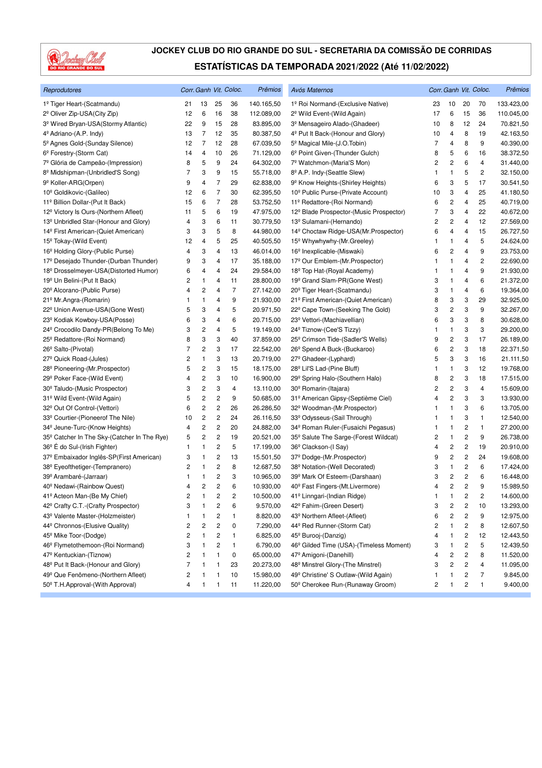# JOCKEY CLUB DO RIO GRANDE DO SUL - SECRETARIA DA COMISSÃO DE CORRIDAS

## ESTATÍSTICAS DA TEMPORADA 2021/2022 (Até 11/02/2022)

| *Reprodutores* | *Corr.* | *Ganh* | *Vit.* | *Coloc.* | *Prêmios* |
|---|---|---|---|---|---|
| 1º Tiger Heart-(Scatmandu) | 21 | 13 | 25 | 36 | 140.165,50 |
| 2º Oliver Zip-USA(City Zip) | 12 | 6 | 16 | 38 | 112.089,00 |
| 3º Wired Bryan-USA(Stormy Atlantic) | 22 | 9 | 15 | 28 | 83.895,00 |
| 4º Adriano-(A.P. Indy) | 13 | 7 | 12 | 35 | 80.387,50 |
| 5º Agnes Gold-(Sunday Silence) | 12 | 7 | 12 | 28 | 67.039,50 |
| 6º Forestry-(Storm Cat) | 14 | 4 | 10 | 26 | 71.129,00 |
| 7º Glória de Campeão-(Impression) | 8 | 5 | 9 | 24 | 64.302,00 |
| 8º Midshipman-(Unbridled'S Song) | 7 | 3 | 9 | 15 | 55.718,00 |
| 9º Koller-ARG(Orpen) | 9 | 4 | 7 | 29 | 62.838,00 |
| 10º Goldikovic-(Galileo) | 12 | 6 | 7 | 30 | 62.395,50 |
| 11º Billion Dollar-(Put It Back) | 15 | 6 | 7 | 28 | 53.752,50 |
| 12º Victory Is Ours-(Northern Afleet) | 11 | 5 | 6 | 19 | 47.975,00 |
| 13º Unbridled Star-(Honour and Glory) | 4 | 3 | 6 | 11 | 30.779,50 |
| 14º First American-(Quiet American) | 3 | 3 | 5 | 8 | 44.980,00 |
| 15º Tokay-(Wild Event) | 12 | 4 | 5 | 25 | 40.505,50 |
| 16º Holding Glory-(Public Purse) | 4 | 3 | 4 | 13 | 46.014,00 |
| 17º Desejado Thunder-(Durban Thunder) | 9 | 3 | 4 | 17 | 35.188,00 |
| 18º Drosselmeyer-USA(Distorted Humor) | 6 | 4 | 4 | 24 | 29.584,00 |
| 19º Un Belini-(Put It Back) | 2 | 1 | 4 | 11 | 28.800,00 |
| 20º Alcorano-(Public Purse) | 4 | 2 | 4 | 7 | 27.142,00 |
| 21º Mr.Angra-(Romarin) | 1 | 1 | 4 | 9 | 21.930,00 |
| 22º Union Avenue-USA(Gone West) | 5 | 3 | 4 | 5 | 20.971,50 |
| 23º Kodiak Kowboy-USA(Posse) | 6 | 3 | 4 | 6 | 20.715,00 |
| 24º Crocodilo Dandy-PR(Belong To Me) | 3 | 2 | 4 | 5 | 19.149,00 |
| 25º Redattore-(Roi Normand) | 8 | 3 | 3 | 40 | 37.859,00 |
| 26º Salto-(Pivotal) | 7 | 2 | 3 | 17 | 22.542,00 |
| 27º Quick Road-(Jules) | 2 | 1 | 3 | 13 | 20.719,00 |
| 28º Pioneering-(Mr.Prospector) | 5 | 2 | 3 | 15 | 18.175,00 |
| 29º Poker Face-(Wild Event) | 4 | 2 | 3 | 10 | 16.900,00 |
| 30º Taludo-(Music Prospector) | 3 | 2 | 3 | 4 | 13.110,00 |
| 31º Wild Event-(Wild Again) | 5 | 2 | 2 | 9 | 50.685,00 |
| 32º Out Of Control-(Vettori) | 6 | 2 | 2 | 26 | 26.286,50 |
| 33º Courtier-(Pioneerof The Nile) | 10 | 2 | 2 | 24 | 26.116,50 |
| 34º Jeune-Turc-(Know Heights) | 4 | 2 | 2 | 20 | 24.882,00 |
| 35º Catcher In The Sky-(Catcher In The Rye) | 5 | 2 | 2 | 19 | 20.521,00 |
| 36º É do Sul-(Irish Fighter) | 1 | 1 | 2 | 5 | 17.199,00 |
| 37º Embaixador Inglês-SP(First American) | 3 | 1 | 2 | 13 | 15.501,50 |
| 38º Eyeofthetiger-(Tempranero) | 2 | 1 | 2 | 8 | 12.687,50 |
| 39º Arambaré-(Jarraar) | 1 | 1 | 2 | 3 | 10.965,00 |
| 40º Nedawi-(Rainbow Quest) | 4 | 2 | 2 | 6 | 10.930,00 |
| 41º Acteon Man-(Be My Chief) | 2 | 1 | 2 | 2 | 10.500,00 |
| 42º Crafty C.T.-(Crafty Prospector) | 3 | 1 | 2 | 6 | 9.570,00 |
| 43º Valente Master-(Holzmeister) | 1 | 1 | 2 | 1 | 8.820,00 |
| 44º Chronnos-(Elusive Quality) | 2 | 2 | 2 | 0 | 7.290,00 |
| 45º Mike Toor-(Dodge) | 2 | 1 | 2 | 1 | 6.825,00 |
| 46º Flymetothemoon-(Roi Normand) | 3 | 1 | 2 | 1 | 6.790,00 |
| 47º Kentuckian-(Tiznow) | 2 | 1 | 1 | 0 | 65.000,00 |
| 48º Put It Back-(Honour and Glory) | 7 | 1 | 1 | 23 | 20.273,00 |
| 49º Que Fenômeno-(Northern Afleet) | 2 | 1 | 1 | 10 | 15.980,00 |
| 50º T.H.Approval-(With Approval) | 4 | 1 | 1 | 11 | 11.220,00 |

| *Avós Maternos* | *Corr.* | *Ganh* | *Vit.* | *Coloc.* | *Prêmios* |
|---|---|---|---|---|---|
| 1º Roi Normand-(Exclusive Native) | 23 | 10 | 20 | 70 | 133.423,00 |
| 2º Wild Event-(Wild Again) | 17 | 6 | 15 | 36 | 110.045,00 |
| 3º Mensageiro Alado-(Ghadeer) | 10 | 8 | 12 | 24 | 70.821,50 |
| 4º Put It Back-(Honour and Glory) | 10 | 4 | 8 | 19 | 42.163,50 |
| 5º Magical Mile-(J.O.Tobin) | 7 | 4 | 8 | 9 | 40.390,00 |
| 6º Point Given-(Thunder Gulch) | 8 | 5 | 6 | 16 | 38.372,50 |
| 7º Watchmon-(Maria'S Mon) | 2 | 2 | 6 | 4 | 31.440,00 |
| 8º A.P. Indy-(Seattle Slew) | 1 | 1 | 5 | 2 | 32.150,00 |
| 9º Know Heights-(Shirley Heights) | 6 | 3 | 5 | 17 | 30.541,50 |
| 10º Public Purse-(Private Account) | 10 | 3 | 4 | 25 | 41.180,50 |
| 11º Redattore-(Roi Normand) | 6 | 2 | 4 | 25 | 40.719,00 |
| 12º Blade Prospector-(Music Prospector) | 7 | 3 | 4 | 22 | 40.672,00 |
| 13º Sulamani-(Hernando) | 2 | 2 | 4 | 12 | 27.569,00 |
| 14º Choctaw Ridge-USA(Mr.Prospector) | 6 | 4 | 4 | 15 | 26.727,50 |
| 15º Whywhywhy-(Mr.Greeley) | 1 | 1 | 4 | 5 | 24.624,00 |
| 16º Inexplicable-(Miswaki) | 6 | 2 | 4 | 9 | 23.753,00 |
| 17º Our Emblem-(Mr.Prospector) | 1 | 1 | 4 | 2 | 22.690,00 |
| 18º Top Hat-(Royal Academy) | 1 | 1 | 4 | 9 | 21.930,00 |
| 19º Grand Slam-PR(Gone West) | 3 | 1 | 4 | 6 | 21.372,00 |
| 20º Tiger Heart-(Scatmandu) | 3 | 1 | 4 | 6 | 19.364,00 |
| 21º First American-(Quiet American) | 8 | 3 | 3 | 29 | 32.925,00 |
| 22º Cape Town-(Seeking The Gold) | 3 | 2 | 3 | 9 | 32.267,00 |
| 23º Vettori-(Machiavellian) | 6 | 3 | 3 | 8 | 30.628,00 |
| 24º Tiznow-(Cee'S Tizzy) | 1 | 1 | 3 | 3 | 29.200,00 |
| 25º Crimson Tide-(Sadler'S Wells) | 9 | 2 | 3 | 17 | 26.189,00 |
| 26º Spend A Buck-(Buckaroo) | 6 | 2 | 3 | 18 | 22.371,50 |
| 27º Ghadeer-(Lyphard) | 5 | 3 | 3 | 16 | 21.111,50 |
| 28º Lil'S Lad-(Pine Bluff) | 1 | 1 | 3 | 12 | 19.768,00 |
| 29º Spring Halo-(Southern Halo) | 8 | 2 | 3 | 18 | 17.515,00 |
| 30º Romarin-(Itajara) | 2 | 2 | 3 | 4 | 15.609,00 |
| 31º American Gipsy-(Septième Ciel) | 4 | 2 | 3 | 3 | 13.930,00 |
| 32º Woodman-(Mr.Prospector) | 1 | 1 | 3 | 6 | 13.705,00 |
| 33º Odysseus-(Sail Through) | 1 | 1 | 3 | 1 | 12.540,00 |
| 34º Roman Ruler-(Fusaichi Pegasus) | 1 | 1 | 2 | 1 | 27.200,00 |
| 35º Salute The Sarge-(Forest Wildcat) | 2 | 1 | 2 | 9 | 26.738,00 |
| 36º Clackson-(I Say) | 4 | 2 | 2 | 19 | 20.910,00 |
| 37º Dodge-(Mr.Prospector) | 9 | 2 | 2 | 24 | 19.608,00 |
| 38º Notation-(Well Decorated) | 3 | 1 | 2 | 6 | 17.424,00 |
| 39º Mark Of Esteem-(Darshaan) | 3 | 2 | 2 | 6 | 16.448,00 |
| 40º Fast Fingers-(Mt.Livermore) | 4 | 2 | 2 | 9 | 15.989,50 |
| 41º Linngari-(Indian Ridge) | 1 | 1 | 2 | 2 | 14.600,00 |
| 42º Fahim-(Green Desert) | 3 | 2 | 2 | 10 | 13.293,00 |
| 43º Northern Afleet-(Afleet) | 6 | 2 | 2 | 9 | 12.975,00 |
| 44º Red Runner-(Storm Cat) | 2 | 1 | 2 | 8 | 12.607,50 |
| 45º Burooj-(Danzig) | 4 | 1 | 2 | 12 | 12.443,50 |
| 46º Gilded Time (USA)-(Timeless Moment) | 3 | 1 | 2 | 5 | 12.439,50 |
| 47º Amigoni-(Danehill) | 4 | 2 | 2 | 8 | 11.520,00 |
| 48º Minstrel Glory-(The Minstrel) | 3 | 2 | 2 | 4 | 11.095,00 |
| 49º Christine' S Outlaw-(Wild Again) | 1 | 1 | 2 | 7 | 9.845,00 |
| 50º Cherokee Run-(Runaway Groom) | 2 | 1 | 2 | 1 | 9.400,00 |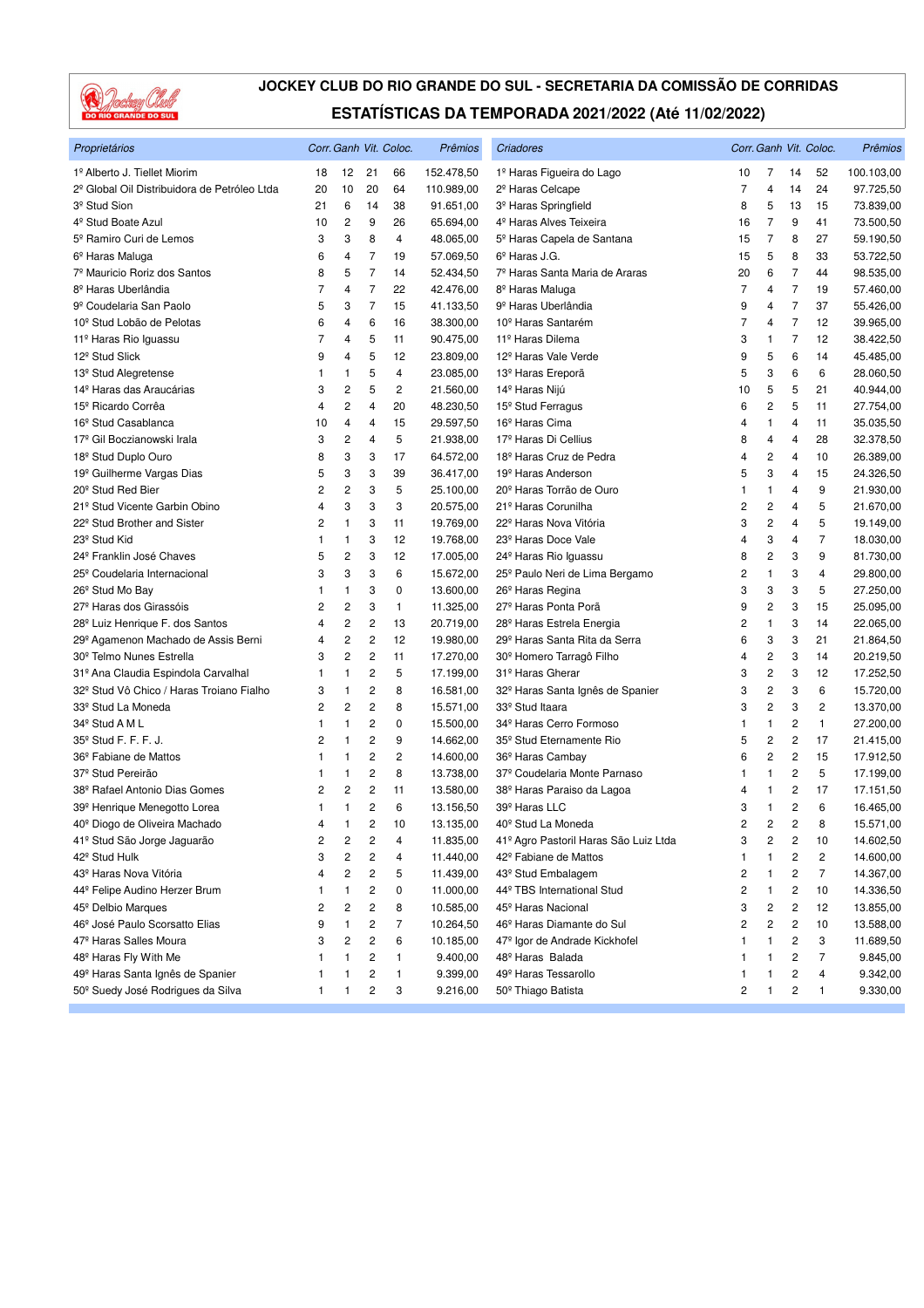# JOCKEY CLUB DO RIO GRANDE DO SUL - SECRETARIA DA COMISSÃO DE CORRIDAS

## ESTATÍSTICAS DA TEMPORADA 2021/2022 (Até 11/02/2022)

| *Proprietários* | *Corr.* | *Ganh* | *Vit.* | *Coloc.* | *Prêmios* |
|---|---|---|---|---|---|
| 1º Alberto J. Tiellet Miorim | 18 | 12 | 21 | 66 | 152.478,50 |
| 2º Global Oil Distribuidora de Petróleo Ltda | 20 | 10 | 20 | 64 | 110.989,00 |
| 3º Stud Sion | 21 | 6 | 14 | 38 | 91.651,00 |
| 4º Stud Boate Azul | 10 | 2 | 9 | 26 | 65.694,00 |
| 5º Ramiro Curi de Lemos | 3 | 3 | 8 | 4 | 48.065,00 |
| 6º Haras Maluga | 6 | 4 | 7 | 19 | 57.069,50 |
| 7º Mauricio Roriz dos Santos | 8 | 5 | 7 | 14 | 52.434,50 |
| 8º Haras Uberlândia | 7 | 4 | 7 | 22 | 42.476,00 |
| 9º Coudelaria San Paolo | 5 | 3 | 7 | 15 | 41.133,50 |
| 10º Stud Lobão de Pelotas | 6 | 4 | 6 | 16 | 38.300,00 |
| 11º Haras Rio Iguassu | 7 | 4 | 5 | 11 | 90.475,00 |
| 12º Stud Slick | 9 | 4 | 5 | 12 | 23.809,00 |
| 13º Stud Alegretense | 1 | 1 | 5 | 4 | 23.085,00 |
| 14º Haras das Araucárias | 3 | 2 | 5 | 2 | 21.560,00 |
| 15º Ricardo Corrêa | 4 | 2 | 4 | 20 | 48.230,50 |
| 16º Stud Casablanca | 10 | 4 | 4 | 15 | 29.597,50 |
| 17º Gil Boczianowski Irala | 3 | 2 | 4 | 5 | 21.938,00 |
| 18º Stud Duplo Ouro | 8 | 3 | 3 | 17 | 64.572,00 |
| 19º Guilherme Vargas Dias | 5 | 3 | 3 | 39 | 36.417,00 |
| 20º Stud Red Bier | 2 | 2 | 3 | 5 | 25.100,00 |
| 21º Stud Vicente Garbin Obino | 4 | 3 | 3 | 3 | 20.575,00 |
| 22º Stud Brother and Sister | 2 | 1 | 3 | 11 | 19.769,00 |
| 23º Stud Kid | 1 | 1 | 3 | 12 | 19.768,00 |
| 24º Franklin José Chaves | 5 | 2 | 3 | 12 | 17.005,00 |
| 25º Coudelaria Internacional | 3 | 3 | 3 | 6 | 15.672,00 |
| 26º Stud Mo Bay | 1 | 1 | 3 | 0 | 13.600,00 |
| 27º Haras dos Girassóis | 2 | 2 | 3 | 1 | 11.325,00 |
| 28º Luiz Henrique F. dos Santos | 4 | 2 | 2 | 13 | 20.719,00 |
| 29º Agamenon Machado de Assis Berni | 4 | 2 | 2 | 12 | 19.980,00 |
| 30º Telmo Nunes Estrella | 3 | 2 | 2 | 11 | 17.270,00 |
| 31º Ana Claudia Espindola Carvalhal | 1 | 1 | 2 | 5 | 17.199,00 |
| 32º Stud Vô Chico / Haras Troiano Fialho | 3 | 1 | 2 | 8 | 16.581,00 |
| 33º Stud La Moneda | 2 | 2 | 2 | 8 | 15.571,00 |
| 34º Stud A M L | 1 | 1 | 2 | 0 | 15.500,00 |
| 35º Stud F. F. F. J. | 2 | 1 | 2 | 9 | 14.662,00 |
| 36º Fabiane de Mattos | 1 | 1 | 2 | 2 | 14.600,00 |
| 37º Stud Pereirão | 1 | 1 | 2 | 8 | 13.738,00 |
| 38º Rafael Antonio Dias Gomes | 2 | 2 | 2 | 11 | 13.580,00 |
| 39º Henrique Menegotto Lorea | 1 | 1 | 2 | 6 | 13.156,50 |
| 40º Diogo de Oliveira Machado | 4 | 1 | 2 | 10 | 13.135,00 |
| 41º Stud São Jorge Jaguarão | 2 | 2 | 2 | 4 | 11.835,00 |
| 42º Stud Hulk | 3 | 2 | 2 | 4 | 11.440,00 |
| 43º Haras Nova Vitória | 4 | 2 | 2 | 5 | 11.439,00 |
| 44º Felipe Audino Herzer Brum | 1 | 1 | 2 | 0 | 11.000,00 |
| 45º Delbio Marques | 2 | 2 | 2 | 8 | 10.585,00 |
| 46º José Paulo Scorsatto Elias | 9 | 1 | 2 | 7 | 10.264,50 |
| 47º Haras Salles Moura | 3 | 2 | 2 | 6 | 10.185,00 |
| 48º Haras Fly With Me | 1 | 1 | 2 | 1 | 9.400,00 |
| 49º Haras Santa Ignês de Spanier | 1 | 1 | 2 | 1 | 9.399,00 |
| 50º Suedy José Rodrigues da Silva | 1 | 1 | 2 | 3 | 9.216,00 |

| *Criadores* | *Corr.* | *Ganh* | *Vit.* | *Coloc.* | *Prêmios* |
|---|---|---|---|---|---|
| 1º Haras Figueira do Lago | 10 | 7 | 14 | 52 | 100.103,00 |
| 2º Haras Celcape | 7 | 4 | 14 | 24 | 97.725,50 |
| 3º Haras Springfield | 8 | 5 | 13 | 15 | 73.839,00 |
| 4º Haras Alves Teixeira | 16 | 7 | 9 | 41 | 73.500,50 |
| 5º Haras Capela de Santana | 15 | 7 | 8 | 27 | 59.190,50 |
| 6º Haras J.G. | 15 | 5 | 8 | 33 | 53.722,50 |
| 7º Haras Santa Maria de Araras | 20 | 6 | 7 | 44 | 98.535,00 |
| 8º Haras Maluga | 7 | 4 | 7 | 19 | 57.460,00 |
| 9º Haras Uberlândia | 9 | 4 | 7 | 37 | 55.426,00 |
| 10º Haras Santarém | 7 | 4 | 7 | 12 | 39.965,00 |
| 11º Haras Dilema | 3 | 1 | 7 | 12 | 38.422,50 |
| 12º Haras Vale Verde | 9 | 5 | 6 | 14 | 45.485,00 |
| 13º Haras Ereporã | 5 | 3 | 6 | 6 | 28.060,50 |
| 14º Haras Nijú | 10 | 5 | 5 | 21 | 40.944,00 |
| 15º Stud Ferragus | 6 | 2 | 5 | 11 | 27.754,00 |
| 16º Haras Cima | 4 | 1 | 4 | 11 | 35.035,50 |
| 17º Haras Di Cellius | 8 | 4 | 4 | 28 | 32.378,50 |
| 18º Haras Cruz de Pedra | 4 | 2 | 4 | 10 | 26.389,00 |
| 19º Haras Anderson | 5 | 3 | 4 | 15 | 24.326,50 |
| 20º Haras Torrão de Ouro | 1 | 1 | 4 | 9 | 21.930,00 |
| 21º Haras Corunilha | 2 | 2 | 4 | 5 | 21.670,00 |
| 22º Haras Nova Vitória | 3 | 2 | 4 | 5 | 19.149,00 |
| 23º Haras Doce Vale | 4 | 3 | 4 | 7 | 18.030,00 |
| 24º Haras Rio Iguassu | 8 | 2 | 3 | 9 | 81.730,00 |
| 25º Paulo Neri de Lima Bergamo | 2 | 1 | 3 | 4 | 29.800,00 |
| 26º Haras Regina | 3 | 3 | 3 | 5 | 27.250,00 |
| 27º Haras Ponta Porã | 9 | 2 | 3 | 15 | 25.095,00 |
| 28º Haras Estrela Energia | 2 | 1 | 3 | 14 | 22.065,00 |
| 29º Haras Santa Rita da Serra | 6 | 3 | 3 | 21 | 21.864,50 |
| 30º Homero Tarragô Filho | 4 | 2 | 3 | 14 | 20.219,50 |
| 31º Haras Gherar | 3 | 2 | 3 | 12 | 17.252,50 |
| 32º Haras Santa Ignês de Spanier | 3 | 2 | 3 | 6 | 15.720,00 |
| 33º Stud Itaara | 3 | 2 | 3 | 2 | 13.370,00 |
| 34º Haras Cerro Formoso | 1 | 1 | 2 | 1 | 27.200,00 |
| 35º Stud Eternamente Rio | 5 | 2 | 2 | 17 | 21.415,00 |
| 36º Haras Cambay | 6 | 2 | 2 | 15 | 17.912,50 |
| 37º Coudelaria Monte Parnaso | 1 | 1 | 2 | 5 | 17.199,00 |
| 38º Haras Paraiso da Lagoa | 4 | 1 | 2 | 17 | 17.151,50 |
| 39º Haras LLC | 3 | 1 | 2 | 6 | 16.465,00 |
| 40º Stud La Moneda | 2 | 2 | 2 | 8 | 15.571,00 |
| 41º Agro Pastoril Haras São Luiz Ltda | 3 | 2 | 2 | 10 | 14.602,50 |
| 42º Fabiane de Mattos | 1 | 1 | 2 | 2 | 14.600,00 |
| 43º Stud Embalagem | 2 | 1 | 2 | 7 | 14.367,00 |
| 44º TBS International Stud | 2 | 1 | 2 | 10 | 14.336,50 |
| 45º Haras Nacional | 3 | 2 | 2 | 12 | 13.855,00 |
| 46º Haras Diamante do Sul | 2 | 2 | 2 | 10 | 13.588,00 |
| 47º Igor de Andrade Kickhofel | 1 | 1 | 2 | 3 | 11.689,50 |
| 48º Haras Balada | 1 | 1 | 2 | 7 | 9.845,00 |
| 49º Haras Tessarollo | 1 | 1 | 2 | 4 | 9.342,00 |
| 50º Thiago Batista | 2 | 1 | 2 | 1 | 9.330,00 |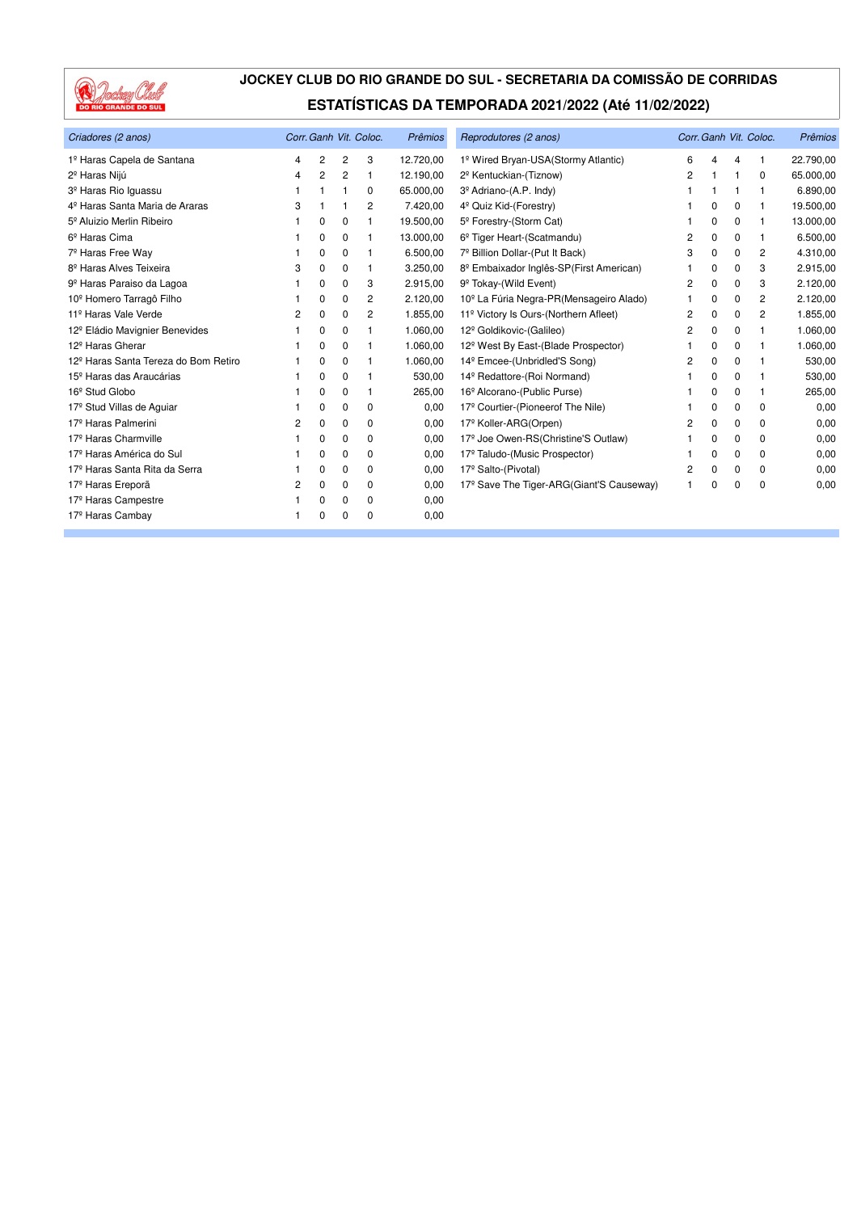# JOCKEY CLUB DO RIO GRANDE DO SUL - SECRETARIA DA COMISSÃO DE CORRIDAS

## ESTATÍSTICAS DA TEMPORADA 2021/2022 (Até 11/02/2022)

| *Criadores (2 anos)* | *Corr.* | *Ganh* | *Vit.* | *Coloc.* | *Prêmios* |
|---|---|---|---|---|---|
| 1º Haras Capela de Santana | 4 | 2 | 2 | 3 | 12.720,00 |
| 2º Haras Nijú | 4 | 2 | 2 | 1 | 12.190,00 |
| 3º Haras Rio Iguassu | 1 | 1 | 1 | 0 | 65.000,00 |
| 4º Haras Santa Maria de Araras | 3 | 1 | 1 | 2 | 7.420,00 |
| 5º Aluizio Merlin Ribeiro | 1 | 0 | 0 | 1 | 19.500,00 |
| 6º Haras Cima | 1 | 0 | 0 | 1 | 13.000,00 |
| 7º Haras Free Way | 1 | 0 | 0 | 1 | 6.500,00 |
| 8º Haras Alves Teixeira | 3 | 0 | 0 | 1 | 3.250,00 |
| 9º Haras Paraiso da Lagoa | 1 | 0 | 0 | 3 | 2.915,00 |
| 10º Homero Tarragô Filho | 1 | 0 | 0 | 2 | 2.120,00 |
| 11º Haras Vale Verde | 2 | 0 | 0 | 2 | 1.855,00 |
| 12º Eládio Mavignier Benevides | 1 | 0 | 0 | 1 | 1.060,00 |
| 12º Haras Gherar | 1 | 0 | 0 | 1 | 1.060,00 |
| 12º Haras Santa Tereza do Bom Retiro | 1 | 0 | 0 | 1 | 1.060,00 |
| 15º Haras das Araucárias | 1 | 0 | 0 | 1 | 530,00 |
| 16º Stud Globo | 1 | 0 | 0 | 1 | 265,00 |
| 17º Stud Villas de Aguiar | 1 | 0 | 0 | 0 | 0,00 |
| 17º Haras Palmerini | 2 | 0 | 0 | 0 | 0,00 |
| 17º Haras Charmville | 1 | 0 | 0 | 0 | 0,00 |
| 17º Haras América do Sul | 1 | 0 | 0 | 0 | 0,00 |
| 17º Haras Santa Rita da Serra | 1 | 0 | 0 | 0 | 0,00 |
| 17º Haras Ereporã | 2 | 0 | 0 | 0 | 0,00 |
| 17º Haras Campestre | 1 | 0 | 0 | 0 | 0,00 |
| 17º Haras Cambay | 1 | 0 | 0 | 0 | 0,00 |

| *Reprodutores (2 anos)* | *Corr.* | *Ganh* | *Vit.* | *Coloc.* | *Prêmios* |
|---|---|---|---|---|---|
| 1º Wired Bryan-USA(Stormy Atlantic) | 6 | 4 | 4 | 1 | 22.790,00 |
| 2º Kentuckian-(Tiznow) | 2 | 1 | 1 | 0 | 65.000,00 |
| 3º Adriano-(A.P. Indy) | 1 | 1 | 1 | 1 | 6.890,00 |
| 4º Quiz Kid-(Forestry) | 1 | 0 | 0 | 1 | 19.500,00 |
| 5º Forestry-(Storm Cat) | 1 | 0 | 0 | 1 | 13.000,00 |
| 6º Tiger Heart-(Scatmandu) | 2 | 0 | 0 | 1 | 6.500,00 |
| 7º Billion Dollar-(Put It Back) | 3 | 0 | 0 | 2 | 4.310,00 |
| 8º Embaixador Inglês-SP(First American) | 1 | 0 | 0 | 3 | 2.915,00 |
| 9º Tokay-(Wild Event) | 2 | 0 | 0 | 3 | 2.120,00 |
| 10º La Fúria Negra-PR(Mensageiro Alado) | 1 | 0 | 0 | 2 | 2.120,00 |
| 11º Victory Is Ours-(Northern Afleet) | 2 | 0 | 0 | 2 | 1.855,00 |
| 12º Goldikovic-(Galileo) | 2 | 0 | 0 | 1 | 1.060,00 |
| 12º West By East-(Blade Prospector) | 1 | 0 | 0 | 1 | 1.060,00 |
| 14º Emcee-(Unbridled'S Song) | 2 | 0 | 0 | 1 | 530,00 |
| 14º Redattore-(Roi Normand) | 1 | 0 | 0 | 1 | 530,00 |
| 16º Alcorano-(Public Purse) | 1 | 0 | 0 | 1 | 265,00 |
| 17º Courtier-(Pioneerof The Nile) | 1 | 0 | 0 | 0 | 0,00 |
| 17º Koller-ARG(Orpen) | 2 | 0 | 0 | 0 | 0,00 |
| 17º Joe Owen-RS(Christine'S Outlaw) | 1 | 0 | 0 | 0 | 0,00 |
| 17º Taludo-(Music Prospector) | 1 | 0 | 0 | 0 | 0,00 |
| 17º Salto-(Pivotal) | 2 | 0 | 0 | 0 | 0,00 |
| 17º Save The Tiger-ARG(Giant'S Causeway) | 1 | 0 | 0 | 0 | 0,00 |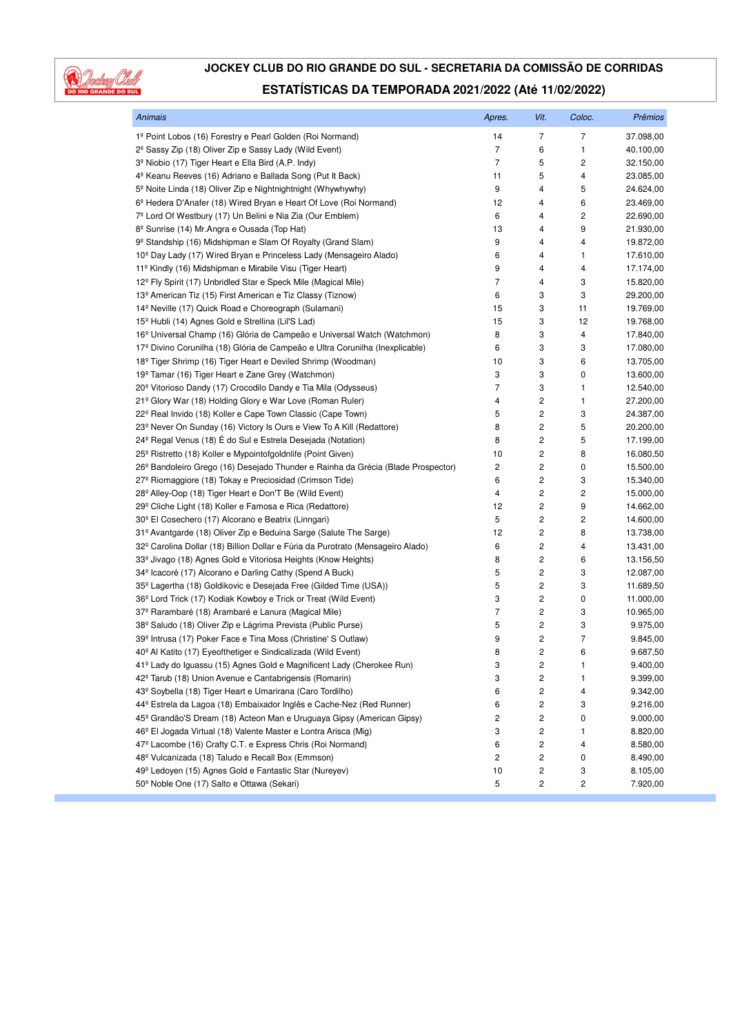# JOCKEY CLUB DO RIO GRANDE DO SUL - SECRETARIA DA COMISSÃO DE CORRIDAS

## ESTATÍSTICAS DA TEMPORADA 2021/2022 (Até 11/02/2022)

| *Animais* | *Apres.* | *Vit.* | *Coloc.* | *Prêmios* |
|---|---|---|---|---|
| 1º Point Lobos (16) Forestry e Pearl Golden (Roi Normand) | 14 | 7 | 7 | 37.098,00 |
| 2º Sassy Zip (18) Oliver Zip e Sassy Lady (Wild Event) | 7 | 6 | 1 | 40.100,00 |
| 3º Niobio (17) Tiger Heart e Ella Bird (A.P. Indy) | 7 | 5 | 2 | 32.150,00 |
| 4º Keanu Reeves (16) Adriano e Ballada Song (Put It Back) | 11 | 5 | 4 | 23.085,00 |
| 5º Noite Linda (18) Oliver Zip e Nightnightnight (Whywhywhy) | 9 | 4 | 5 | 24.624,00 |
| 6º Hedera D'Anafer (18) Wired Bryan e Heart Of Love (Roi Normand) | 12 | 4 | 6 | 23.469,00 |
| 7º Lord Of Westbury (17) Un Belini e Nia Zia (Our Emblem) | 6 | 4 | 2 | 22.690,00 |
| 8º Sunrise (14) Mr.Angra e Ousada (Top Hat) | 13 | 4 | 9 | 21.930,00 |
| 9º Standship (16) Midshipman e Slam Of Royalty (Grand Slam) | 9 | 4 | 4 | 19.872,00 |
| 10º Day Lady (17) Wired Bryan e Princeless Lady (Mensageiro Alado) | 6 | 4 | 1 | 17.610,00 |
| 11º Kindly (16) Midshipman e Mirabile Visu (Tiger Heart) | 9 | 4 | 4 | 17.174,00 |
| 12º Fly Spirit (17) Unbridled Star e Speck Mile (Magical Mile) | 7 | 4 | 3 | 15.820,00 |
| 13º American Tiz (15) First American e Tiz Classy (Tiznow) | 6 | 3 | 3 | 29.200,00 |
| 14º Neville (17) Quick Road e Choreograph (Sulamani) | 15 | 3 | 11 | 19.769,00 |
| 15º Hubli (14) Agnes Gold e Strellina (Lil'S Lad) | 15 | 3 | 12 | 19.768,00 |
| 16º Universal Champ (16) Glória de Campeão e Universal Watch (Watchmon) | 8 | 3 | 4 | 17.840,00 |
| 17º Divino Corunilha (18) Glória de Campeão e Ultra Corunilha (Inexplicable) | 6 | 3 | 3 | 17.080,00 |
| 18º Tiger Shrimp (16) Tiger Heart e Deviled Shrimp (Woodman) | 10 | 3 | 6 | 13.705,00 |
| 19º Tamar (16) Tiger Heart e Zane Grey (Watchmon) | 3 | 3 | 0 | 13.600,00 |
| 20º Vitorioso Dandy (17) Crocodilo Dandy e Tia Mila (Odysseus) | 7 | 3 | 1 | 12.540,00 |
| 21º Glory War (18) Holding Glory e War Love (Roman Ruler) | 4 | 2 | 1 | 27.200,00 |
| 22º Real Invido (18) Koller e Cape Town Classic (Cape Town) | 5 | 2 | 3 | 24.387,00 |
| 23º Never On Sunday (16) Victory Is Ours e View To A Kill (Redattore) | 8 | 2 | 5 | 20.200,00 |
| 24º Regal Venus (18) É do Sul e Estrela Desejada (Notation) | 8 | 2 | 5 | 17.199,00 |
| 25º Ristretto (18) Koller e Mypointofgoldnlife (Point Given) | 10 | 2 | 8 | 16.080,50 |
| 26º Bandoleiro Grego (16) Desejado Thunder e Rainha da Grécia (Blade Prospector) | 2 | 2 | 0 | 15.500,00 |
| 27º Riomaggiore (18) Tokay e Preciosidad (Crimson Tide) | 6 | 2 | 3 | 15.340,00 |
| 28º Alley-Oop (18) Tiger Heart e Don'T Be (Wild Event) | 4 | 2 | 2 | 15.000,00 |
| 29º Cliche Light (18) Koller e Famosa e Rica (Redattore) | 12 | 2 | 9 | 14.662,00 |
| 30º El Cosechero (17) Alcorano e Beatrix (Linngari) | 5 | 2 | 2 | 14.600,00 |
| 31º Avantgarde (18) Oliver Zip e Beduina Sarge (Salute The Sarge) | 12 | 2 | 8 | 13.738,00 |
| 32º Carolina Dollar (18) Billion Dollar e Fúria da Purotrato (Mensageiro Alado) | 6 | 2 | 4 | 13.431,00 |
| 33º Jivago (18) Agnes Gold e Vitoriosa Heights (Know Heights) | 8 | 2 | 6 | 13.156,50 |
| 34º Icacoré (17) Alcorano e Darling Cathy (Spend A Buck) | 5 | 2 | 3 | 12.087,00 |
| 35º Lagertha (18) Goldikovic e Desejada Free (Gilded Time (USA)) | 5 | 2 | 3 | 11.689,50 |
| 36º Lord Trick (17) Kodiak Kowboy e Trick or Treat (Wild Event) | 3 | 2 | 0 | 11.000,00 |
| 37º Rarambaré (18) Arambaré e Lanura (Magical Mile) | 7 | 2 | 3 | 10.965,00 |
| 38º Saludo (18) Oliver Zip e Lágrima Prevista (Public Purse) | 5 | 2 | 3 | 9.975,00 |
| 39º Intrusa (17) Poker Face e Tina Moss (Christine' S Outlaw) | 9 | 2 | 7 | 9.845,00 |
| 40º Al Katito (17) Eyeofthetiger e Sindicalizada (Wild Event) | 8 | 2 | 6 | 9.687,50 |
| 41º Lady do Iguassu (15) Agnes Gold e Magnificent Lady (Cherokee Run) | 3 | 2 | 1 | 9.400,00 |
| 42º Tarub (18) Union Avenue e Cantabrigensis (Romarin) | 3 | 2 | 1 | 9.399,00 |
| 43º Soybella (18) Tiger Heart e Umarirana (Caro Tordilho) | 6 | 2 | 4 | 9.342,00 |
| 44º Estrela da Lagoa (18) Embaixador Inglês e Cache-Nez (Red Runner) | 6 | 2 | 3 | 9.216,00 |
| 45º Grandão'S Dream (18) Acteon Man e Uruguaya Gipsy (American Gipsy) | 2 | 2 | 0 | 9.000,00 |
| 46º El Jogada Virtual (18) Valente Master e Lontra Arisca (Mig) | 3 | 2 | 1 | 8.820,00 |
| 47º Lacombe (16) Crafty C.T. e Express Chris (Roi Normand) | 6 | 2 | 4 | 8.580,00 |
| 48º Vulcanizada (18) Taludo e Recall Box (Emmson) | 2 | 2 | 0 | 8.490,00 |
| 49º Ledoyen (15) Agnes Gold e Fantastic Star (Nureyev) | 10 | 2 | 3 | 8.105,00 |
| 50º Noble One (17) Salto e Ottawa (Sekari) | 5 | 2 | 2 | 7.920,00 |